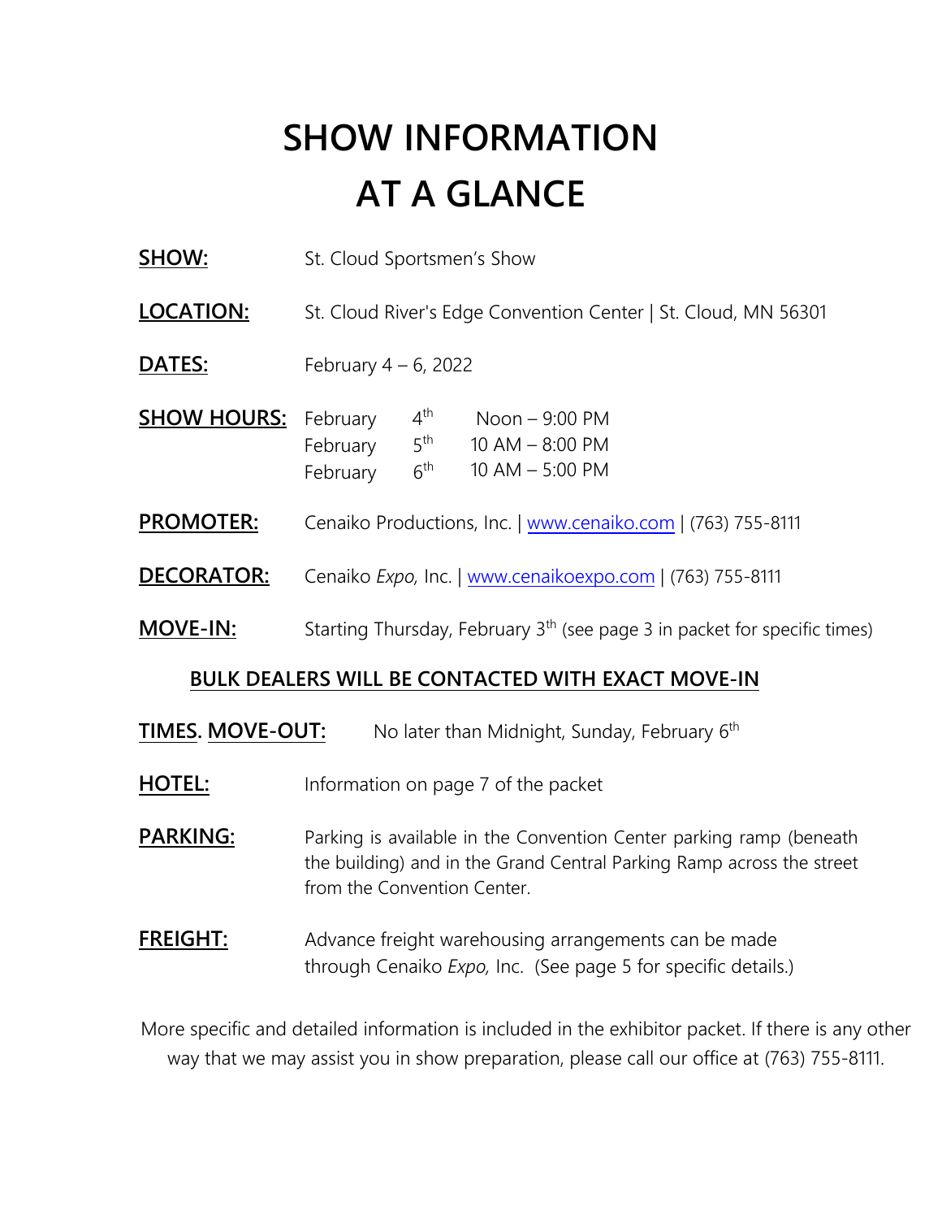# SHOW INFORMATION
# AT A GLANCE

**SHOW:** St. Cloud Sportsmen's Show

**LOCATION:** St. Cloud River's Edge Convention Center | St. Cloud, MN 56301

**DATES:** February 4 – 6, 2022

**SHOW HOURS:**

| | | |
|---|---|---|
| February | 4th | Noon – 9:00 PM |
| February | 5th | 10 AM – 8:00 PM |
| February | 6th | 10 AM – 5:00 PM |

**PROMOTER:** Cenaiko Productions, Inc. | www.cenaiko.com | (763) 755-8111

**DECORATOR:** Cenaiko *Expo,* Inc. | www.cenaikoexpo.com | (763) 755-8111

**MOVE-IN:** Starting Thursday, February 3th (see page 3 in packet for specific times)

**BULK DEALERS WILL BE CONTACTED WITH EXACT MOVE-IN TIMES.**

**MOVE-OUT:** No later than Midnight, Sunday, February 6th

**HOTEL:** Information on page 7 of the packet

**PARKING:** Parking is available in the Convention Center parking ramp (beneath the building) and in the Grand Central Parking Ramp across the street from the Convention Center.

**FREIGHT:** Advance freight warehousing arrangements can be made through Cenaiko *Expo,* Inc. (See page 5 for specific details.)

More specific and detailed information is included in the exhibitor packet. If there is any other way that we may assist you in show preparation, please call our office at (763) 755-8111.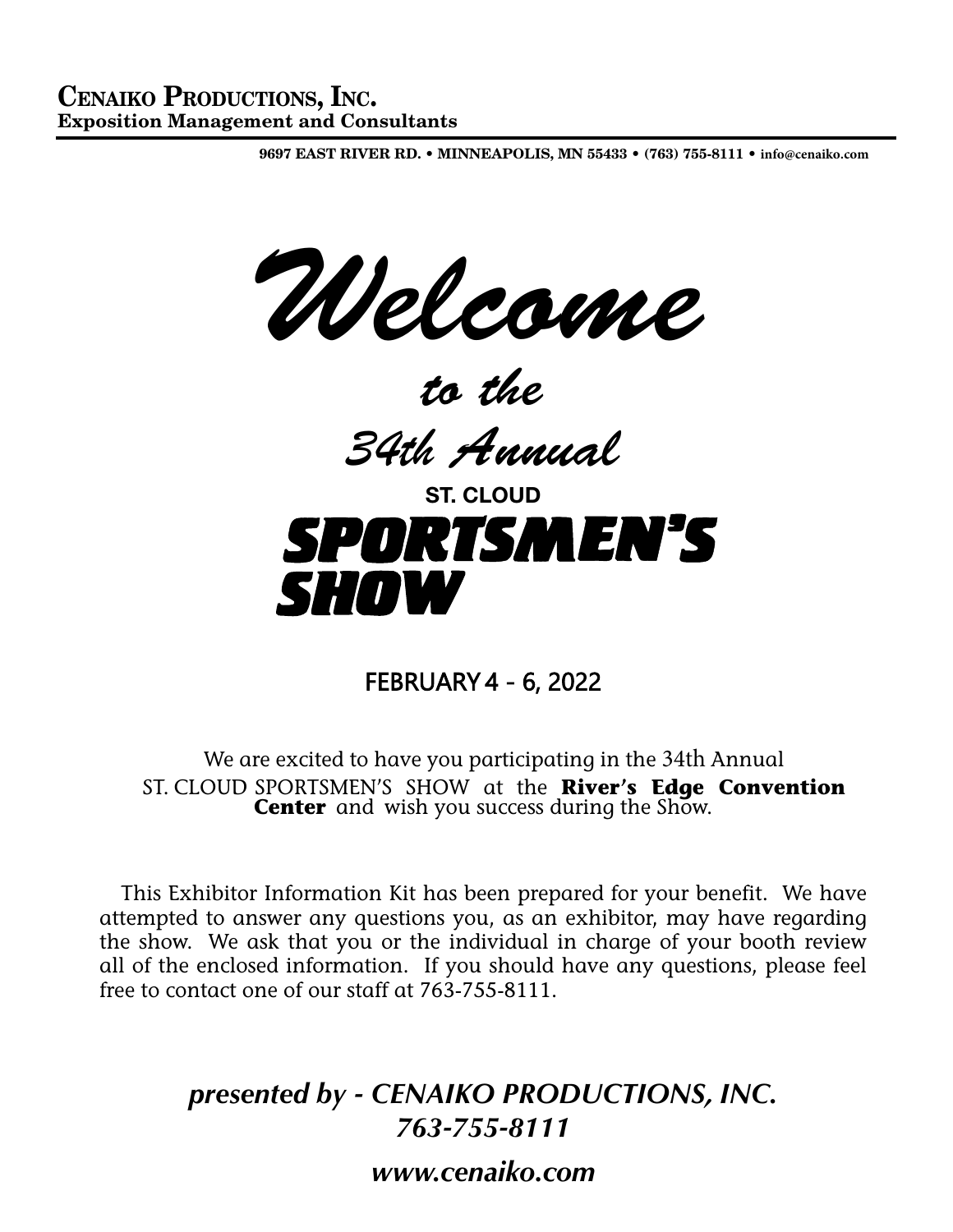**CENAIKO PRODUCTIONS, INC.**
**Exposition Management and Consultants**

**9697 EAST RIVER RD. • MINNEAPOLIS, MN 55433 • (763) 755-8111 • info@cenaiko.com**

# *Welcome*

## *to the*

## *34th Annual*

**ST. CLOUD**

# SPORTSMEN'S SHOW

**FEBRUARY 4 - 6, 2022**

We are excited to have you participating in the 34th Annual ST. CLOUD SPORTSMEN'S SHOW at the **River's Edge Convention Center** and wish you success during the Show.

This Exhibitor Information Kit has been prepared for your benefit. We have attempted to answer any questions you, as an exhibitor, may have regarding the show. We ask that you or the individual in charge of your booth review all of the enclosed information. If you should have any questions, please feel free to contact one of our staff at 763-755-8111.

***presented by - CENAIKO PRODUCTIONS, INC.***
***763-755-8111***

***www.cenaiko.com***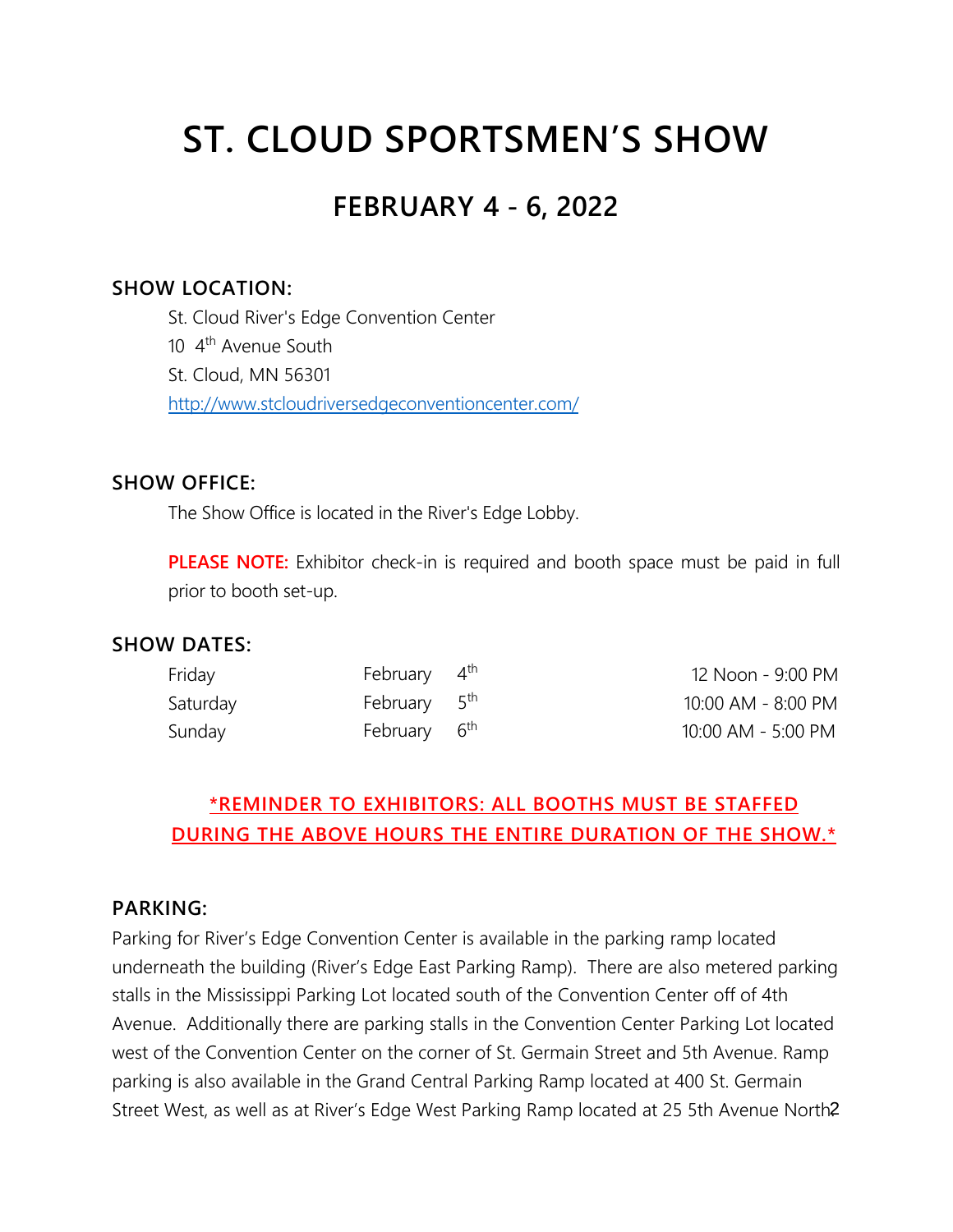# ST. CLOUD SPORTSMEN'S SHOW

## FEBRUARY 4 - 6, 2022

### SHOW LOCATION:

St. Cloud River's Edge Convention Center
10 4th Avenue South
St. Cloud, MN 56301
http://www.stcloudriversedgeconventioncenter.com/

### SHOW OFFICE:

The Show Office is located in the River's Edge Lobby.

**PLEASE NOTE:** Exhibitor check-in is required and booth space must be paid in full prior to booth set-up.

### SHOW DATES:

| | | |
|---|---|---|
| Friday | February 4th | 12 Noon - 9:00 PM |
| Saturday | February 5th | 10:00 AM - 8:00 PM |
| Sunday | February 6th | 10:00 AM - 5:00 PM |

**\*REMINDER TO EXHIBITORS: ALL BOOTHS MUST BE STAFFED DURING THE ABOVE HOURS THE ENTIRE DURATION OF THE SHOW.\***

### PARKING:

Parking for River's Edge Convention Center is available in the parking ramp located underneath the building (River's Edge East Parking Ramp). There are also metered parking stalls in the Mississippi Parking Lot located south of the Convention Center off of 4th Avenue. Additionally there are parking stalls in the Convention Center Parking Lot located west of the Convention Center on the corner of St. Germain Street and 5th Avenue. Ramp parking is also available in the Grand Central Parking Ramp located at 400 St. Germain Street West, as well as at River's Edge West Parking Ramp located at 25 5th Avenue North.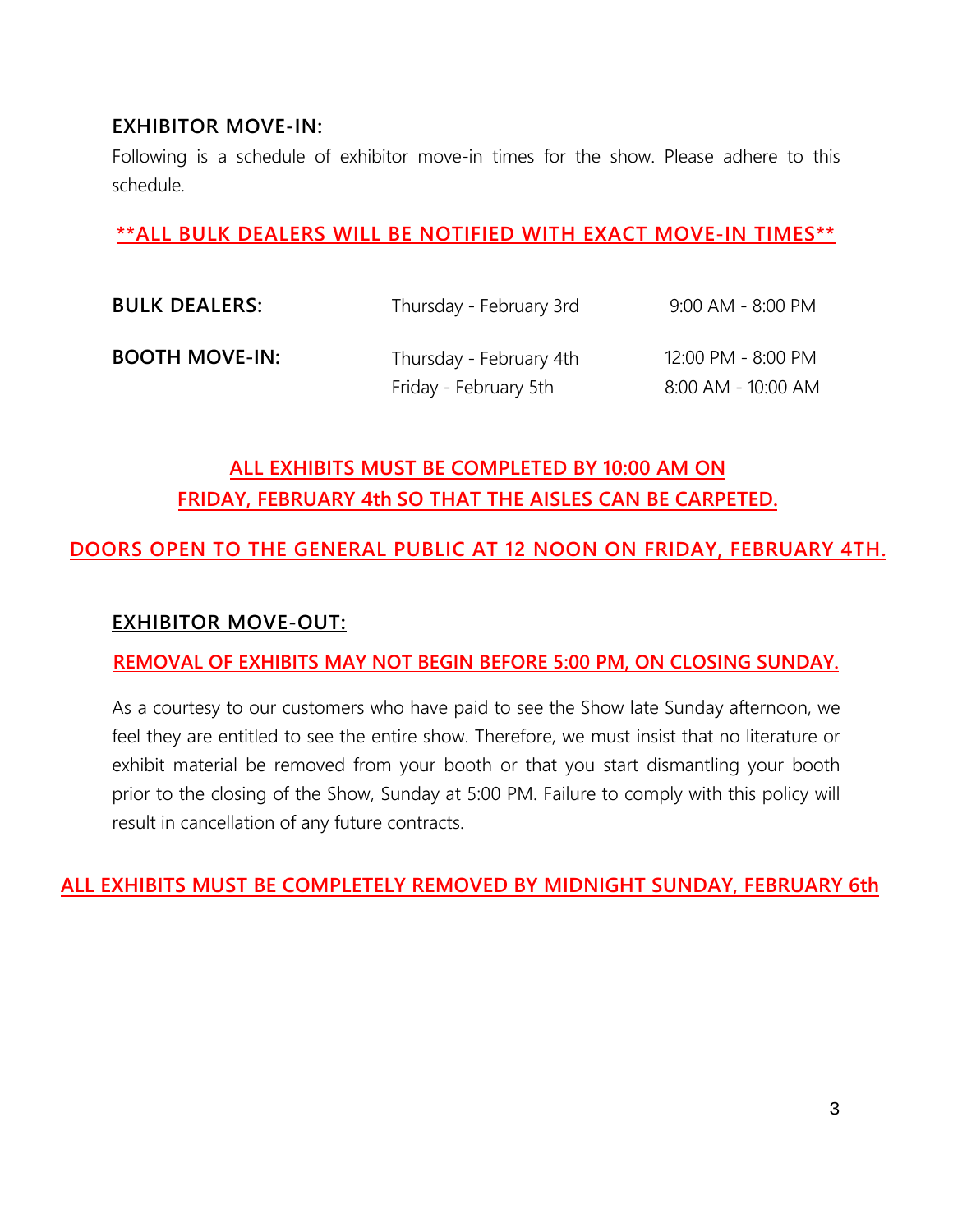## EXHIBITOR MOVE-IN:

Following is a schedule of exhibitor move-in times for the show. Please adhere to this schedule.

**\*\*ALL BULK DEALERS WILL BE NOTIFIED WITH EXACT MOVE-IN TIMES\*\***

| | | |
|---|---|---|
| **BULK DEALERS:** | Thursday - February 3rd | 9:00 AM - 8:00 PM |
| **BOOTH MOVE-IN:** | Thursday - February 4th | 12:00 PM - 8:00 PM |
| | Friday - February 5th | 8:00 AM - 10:00 AM |

**ALL EXHIBITS MUST BE COMPLETED BY 10:00 AM ON FRIDAY, FEBRUARY 4th SO THAT THE AISLES CAN BE CARPETED.**

**DOORS OPEN TO THE GENERAL PUBLIC AT 12 NOON ON FRIDAY, FEBRUARY 4TH.**

## EXHIBITOR MOVE-OUT:

**REMOVAL OF EXHIBITS MAY NOT BEGIN BEFORE 5:00 PM, ON CLOSING SUNDAY.**

As a courtesy to our customers who have paid to see the Show late Sunday afternoon, we feel they are entitled to see the entire show. Therefore, we must insist that no literature or exhibit material be removed from your booth or that you start dismantling your booth prior to the closing of the Show, Sunday at 5:00 PM. Failure to comply with this policy will result in cancellation of any future contracts.

**ALL EXHIBITS MUST BE COMPLETELY REMOVED BY MIDNIGHT SUNDAY, FEBRUARY 6th**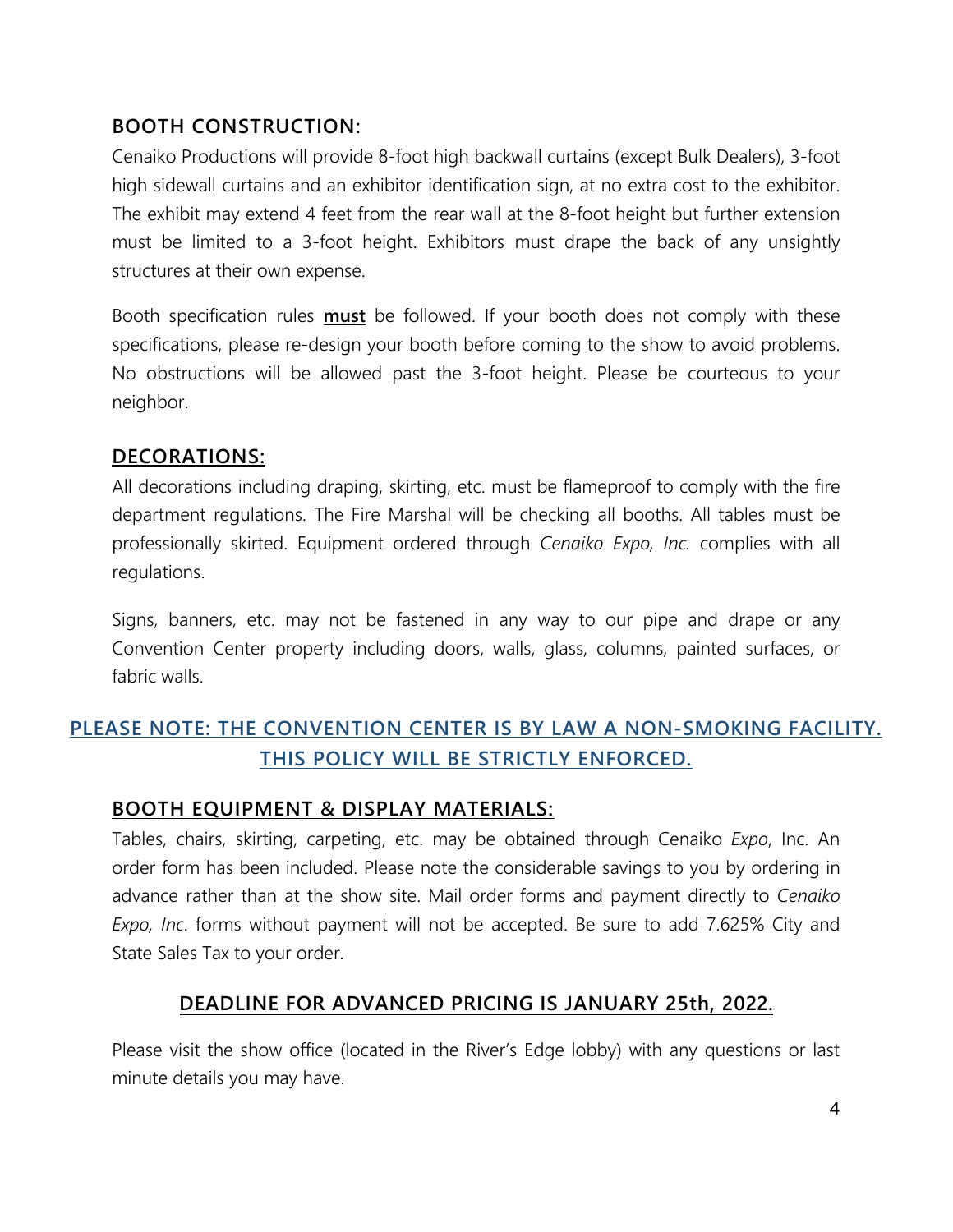## BOOTH CONSTRUCTION:

Cenaiko Productions will provide 8-foot high backwall curtains (except Bulk Dealers), 3-foot high sidewall curtains and an exhibitor identification sign, at no extra cost to the exhibitor. The exhibit may extend 4 feet from the rear wall at the 8-foot height but further extension must be limited to a 3-foot height. Exhibitors must drape the back of any unsightly structures at their own expense.

Booth specification rules **must** be followed. If your booth does not comply with these specifications, please re-design your booth before coming to the show to avoid problems. No obstructions will be allowed past the 3-foot height. Please be courteous to your neighbor.

## DECORATIONS:

All decorations including draping, skirting, etc. must be flameproof to comply with the fire department regulations. The Fire Marshal will be checking all booths. All tables must be professionally skirted. Equipment ordered through *Cenaiko Expo, Inc.* complies with all regulations.

Signs, banners, etc. may not be fastened in any way to our pipe and drape or any Convention Center property including doors, walls, glass, columns, painted surfaces, or fabric walls.

**PLEASE NOTE: THE CONVENTION CENTER IS BY LAW A NON-SMOKING FACILITY. THIS POLICY WILL BE STRICTLY ENFORCED.**

## BOOTH EQUIPMENT & DISPLAY MATERIALS:

Tables, chairs, skirting, carpeting, etc. may be obtained through Cenaiko *Expo*, Inc. An order form has been included. Please note the considerable savings to you by ordering in advance rather than at the show site. Mail order forms and payment directly to *Cenaiko Expo, Inc*. forms without payment will not be accepted. Be sure to add 7.625% City and State Sales Tax to your order.

**DEADLINE FOR ADVANCED PRICING IS JANUARY 25th, 2022.**

Please visit the show office (located in the River's Edge lobby) with any questions or last minute details you may have.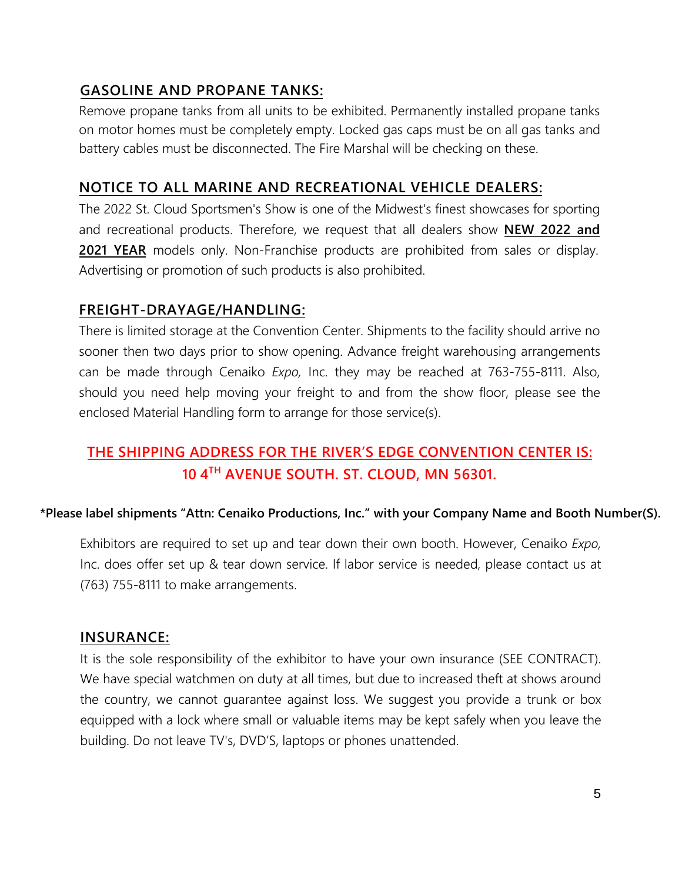## GASOLINE AND PROPANE TANKS:

Remove propane tanks from all units to be exhibited. Permanently installed propane tanks on motor homes must be completely empty. Locked gas caps must be on all gas tanks and battery cables must be disconnected. The Fire Marshal will be checking on these.

## NOTICE TO ALL MARINE AND RECREATIONAL VEHICLE DEALERS:

The 2022 St. Cloud Sportsmen's Show is one of the Midwest's finest showcases for sporting and recreational products. Therefore, we request that all dealers show **NEW 2022 and 2021 YEAR** models only. Non-Franchise products are prohibited from sales or display. Advertising or promotion of such products is also prohibited.

## FREIGHT-DRAYAGE/HANDLING:

There is limited storage at the Convention Center. Shipments to the facility should arrive no sooner then two days prior to show opening. Advance freight warehousing arrangements can be made through Cenaiko *Expo,* Inc. they may be reached at 763-755-8111. Also, should you need help moving your freight to and from the show floor, please see the enclosed Material Handling form to arrange for those service(s).

**THE SHIPPING ADDRESS FOR THE RIVER'S EDGE CONVENTION CENTER IS:**
**10 4TH AVENUE SOUTH. ST. CLOUD, MN 56301.**

**\*Please label shipments "Attn: Cenaiko Productions, Inc." with your Company Name and Booth Number(S).**

Exhibitors are required to set up and tear down their own booth. However, Cenaiko *Expo,* Inc. does offer set up & tear down service. If labor service is needed, please contact us at (763) 755-8111 to make arrangements.

## INSURANCE:

It is the sole responsibility of the exhibitor to have your own insurance (SEE CONTRACT). We have special watchmen on duty at all times, but due to increased theft at shows around the country, we cannot guarantee against loss. We suggest you provide a trunk or box equipped with a lock where small or valuable items may be kept safely when you leave the building. Do not leave TV's, DVD'S, laptops or phones unattended.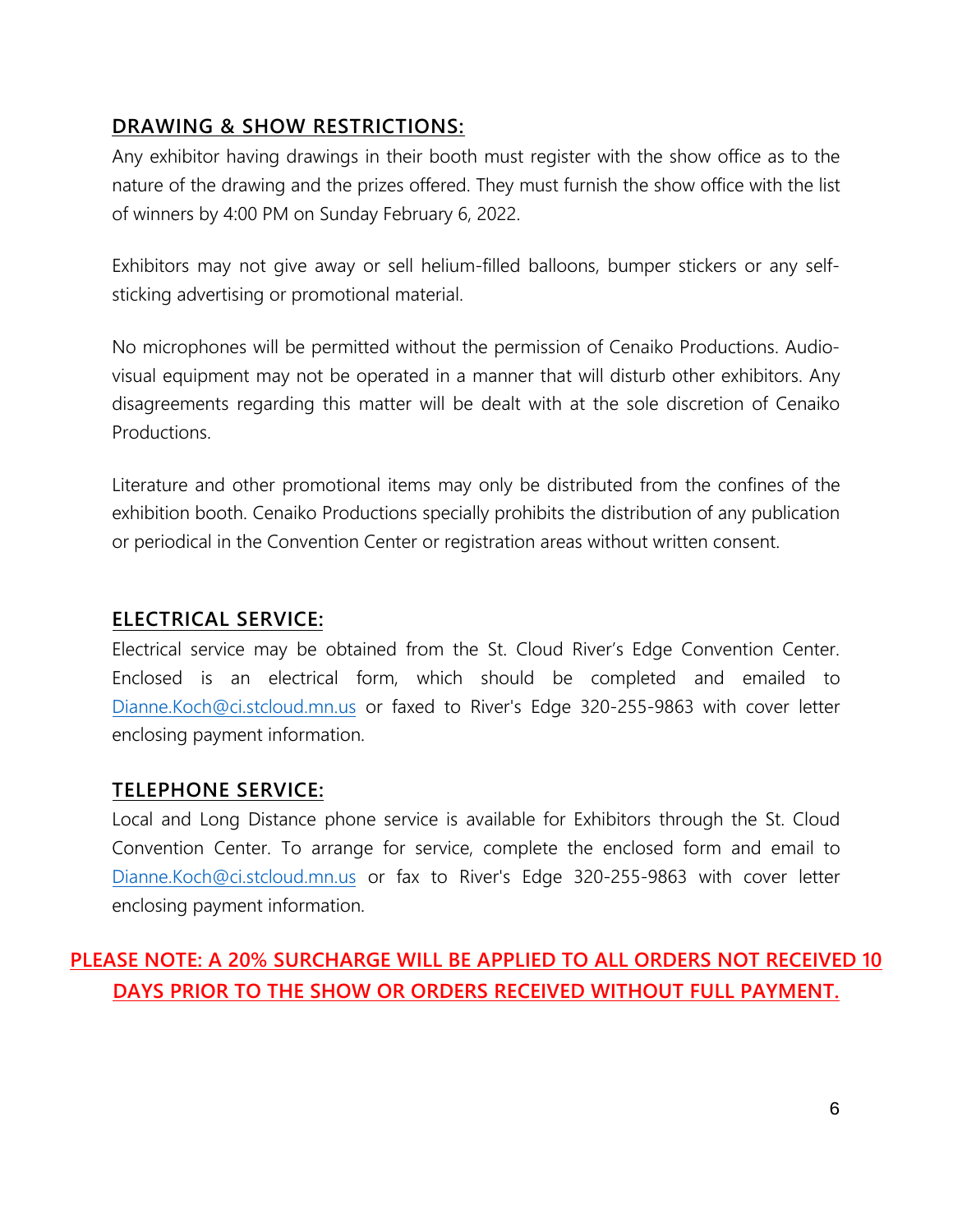## DRAWING & SHOW RESTRICTIONS:

Any exhibitor having drawings in their booth must register with the show office as to the nature of the drawing and the prizes offered. They must furnish the show office with the list of winners by 4:00 PM on Sunday February 6, 2022.

Exhibitors may not give away or sell helium-filled balloons, bumper stickers or any self-sticking advertising or promotional material.

No microphones will be permitted without the permission of Cenaiko Productions. Audio-visual equipment may not be operated in a manner that will disturb other exhibitors. Any disagreements regarding this matter will be dealt with at the sole discretion of Cenaiko Productions.

Literature and other promotional items may only be distributed from the confines of the exhibition booth. Cenaiko Productions specially prohibits the distribution of any publication or periodical in the Convention Center or registration areas without written consent.

## ELECTRICAL SERVICE:

Electrical service may be obtained from the St. Cloud River's Edge Convention Center. Enclosed is an electrical form, which should be completed and emailed to Dianne.Koch@ci.stcloud.mn.us or faxed to River's Edge 320-255-9863 with cover letter enclosing payment information.

## TELEPHONE SERVICE:

Local and Long Distance phone service is available for Exhibitors through the St. Cloud Convention Center. To arrange for service, complete the enclosed form and email to Dianne.Koch@ci.stcloud.mn.us or fax to River's Edge 320-255-9863 with cover letter enclosing payment information.

**PLEASE NOTE: A 20% SURCHARGE WILL BE APPLIED TO ALL ORDERS NOT RECEIVED 10 DAYS PRIOR TO THE SHOW OR ORDERS RECEIVED WITHOUT FULL PAYMENT.**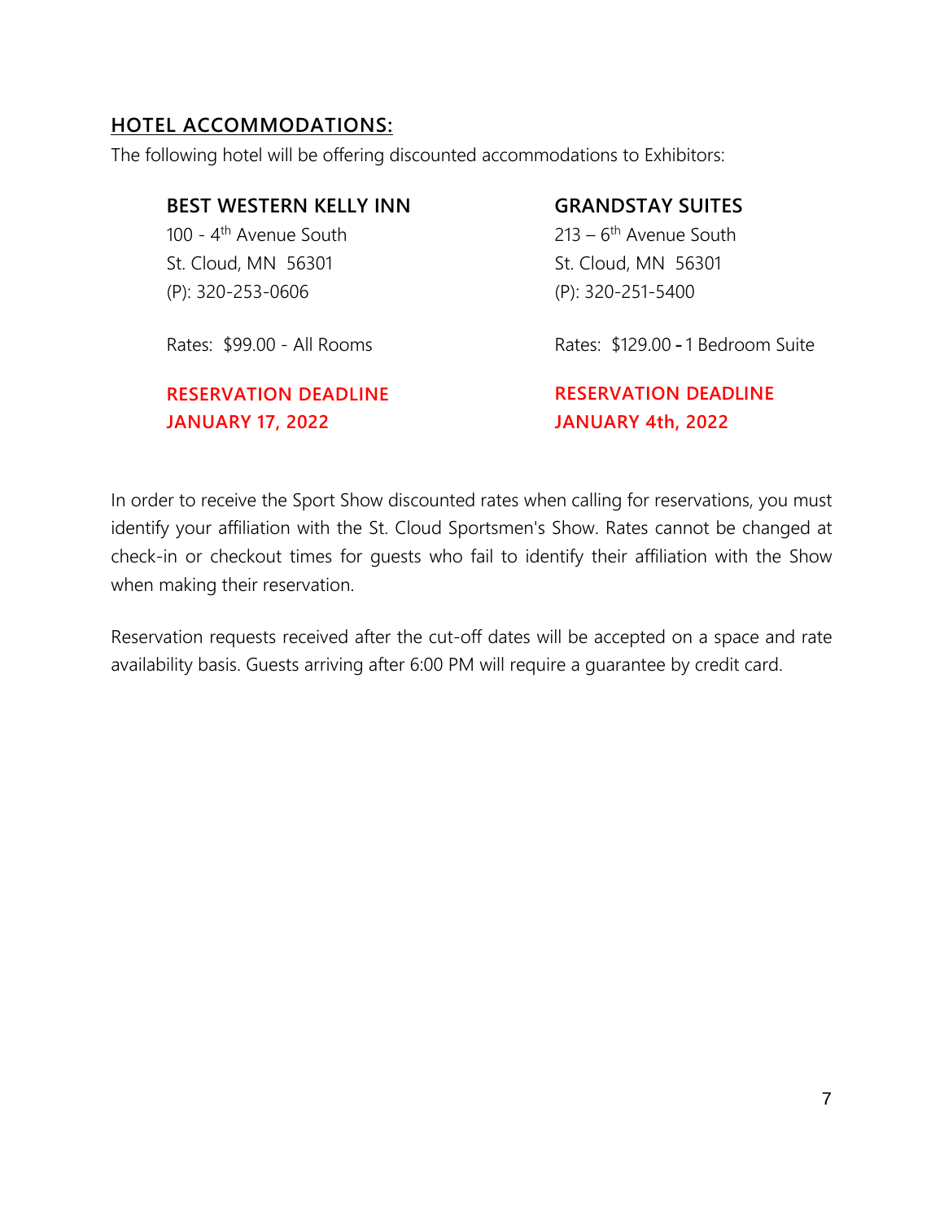## HOTEL ACCOMMODATIONS:

The following hotel will be offering discounted accommodations to Exhibitors:

**BEST WESTERN KELLY INN**
100 - 4th Avenue South
St. Cloud, MN 56301
(P): 320-253-0606

Rates: $99.00 - All Rooms

**RESERVATION DEADLINE**
**JANUARY 17, 2022**

**GRANDSTAY SUITES**
213 – 6th Avenue South
St. Cloud, MN 56301
(P): 320-251-5400

Rates: $129.00 - 1 Bedroom Suite

**RESERVATION DEADLINE**
**JANUARY 4th, 2022**

In order to receive the Sport Show discounted rates when calling for reservations, you must identify your affiliation with the St. Cloud Sportsmen's Show. Rates cannot be changed at check-in or checkout times for guests who fail to identify their affiliation with the Show when making their reservation.

Reservation requests received after the cut-off dates will be accepted on a space and rate availability basis. Guests arriving after 6:00 PM will require a guarantee by credit card.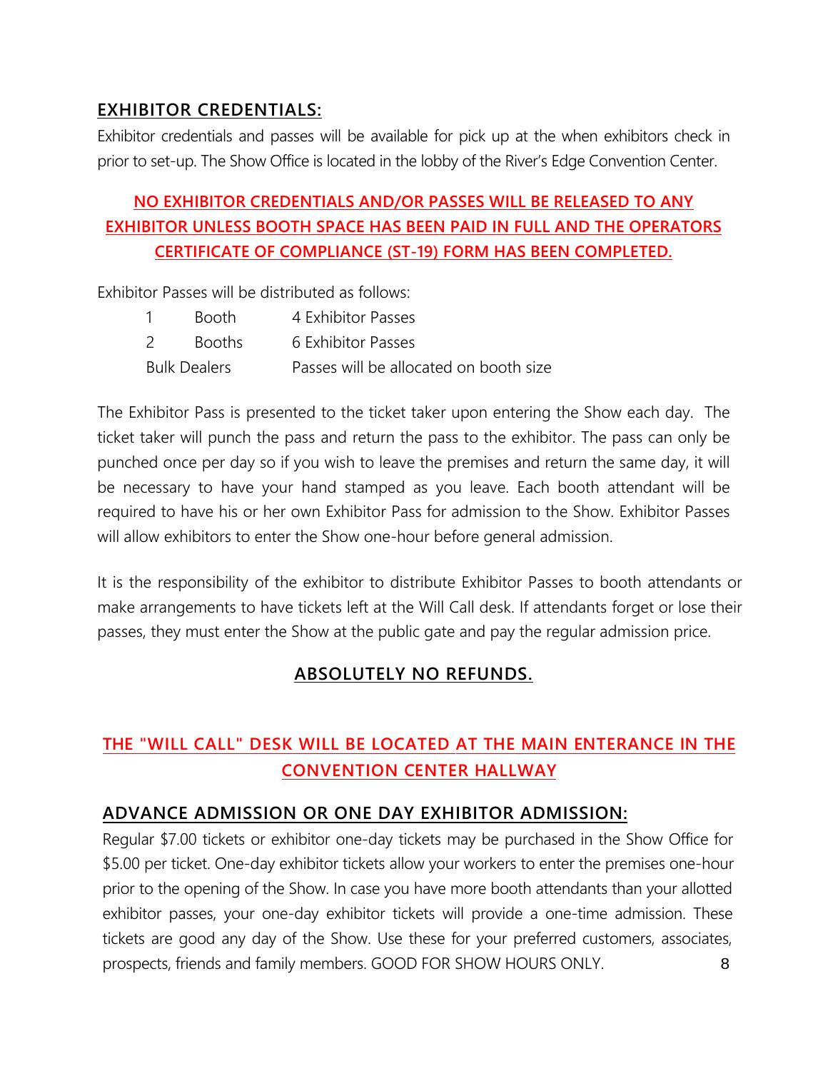## EXHIBITOR CREDENTIALS:

Exhibitor credentials and passes will be available for pick up at the when exhibitors check in prior to set-up. The Show Office is located in the lobby of the River's Edge Convention Center.

**NO EXHIBITOR CREDENTIALS AND/OR PASSES WILL BE RELEASED TO ANY EXHIBITOR UNLESS BOOTH SPACE HAS BEEN PAID IN FULL AND THE OPERATORS CERTIFICATE OF COMPLIANCE (ST-19) FORM HAS BEEN COMPLETED.**

Exhibitor Passes will be distributed as follows:

| | |
|---|---|
| 1 Booth | 4 Exhibitor Passes |
| 2 Booths | 6 Exhibitor Passes |
| Bulk Dealers | Passes will be allocated on booth size |

The Exhibitor Pass is presented to the ticket taker upon entering the Show each day. The ticket taker will punch the pass and return the pass to the exhibitor. The pass can only be punched once per day so if you wish to leave the premises and return the same day, it will be necessary to have your hand stamped as you leave. Each booth attendant will be required to have his or her own Exhibitor Pass for admission to the Show. Exhibitor Passes will allow exhibitors to enter the Show one-hour before general admission.

It is the responsibility of the exhibitor to distribute Exhibitor Passes to booth attendants or make arrangements to have tickets left at the Will Call desk. If attendants forget or lose their passes, they must enter the Show at the public gate and pay the regular admission price.

**ABSOLUTELY NO REFUNDS.**

**THE "WILL CALL" DESK WILL BE LOCATED AT THE MAIN ENTERANCE IN THE CONVENTION CENTER HALLWAY**

## ADVANCE ADMISSION OR ONE DAY EXHIBITOR ADMISSION:

Regular $7.00 tickets or exhibitor one-day tickets may be purchased in the Show Office for $5.00 per ticket. One-day exhibitor tickets allow your workers to enter the premises one-hour prior to the opening of the Show. In case you have more booth attendants than your allotted exhibitor passes, your one-day exhibitor tickets will provide a one-time admission. These tickets are good any day of the Show. Use these for your preferred customers, associates, prospects, friends and family members. GOOD FOR SHOW HOURS ONLY.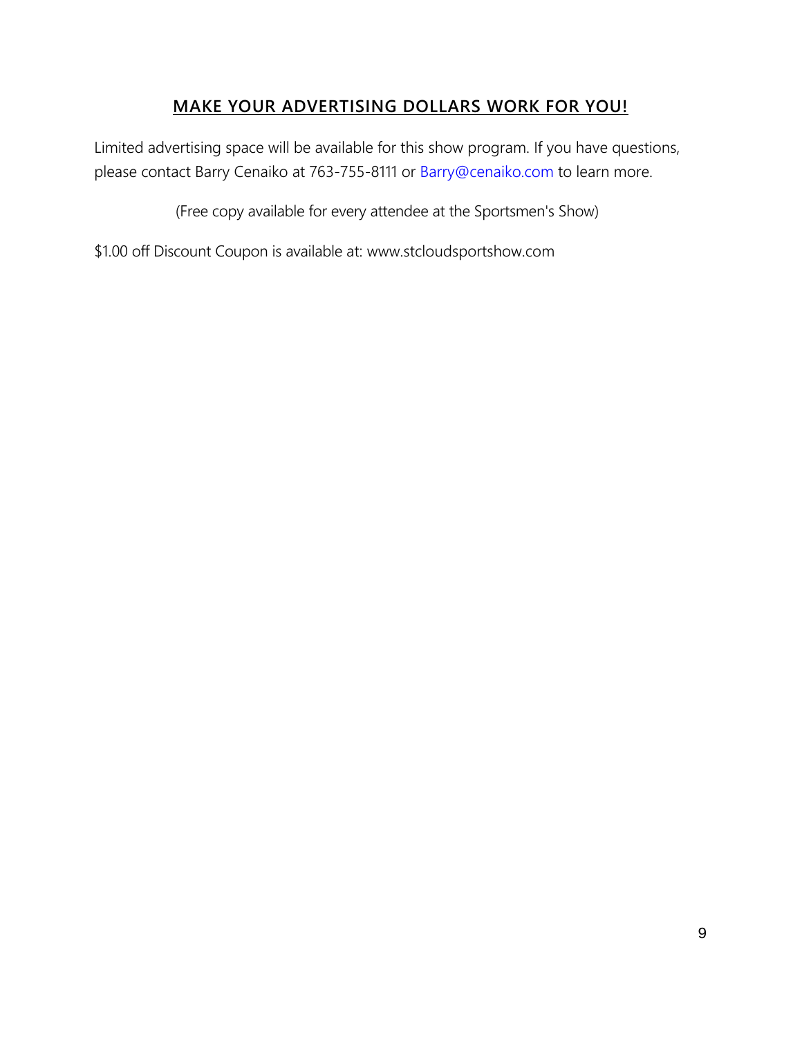## MAKE YOUR ADVERTISING DOLLARS WORK FOR YOU!

Limited advertising space will be available for this show program. If you have questions, please contact Barry Cenaiko at 763-755-8111 or Barry@cenaiko.com to learn more.

(Free copy available for every attendee at the Sportsmen's Show)

$1.00 off Discount Coupon is available at: www.stcloudsportshow.com